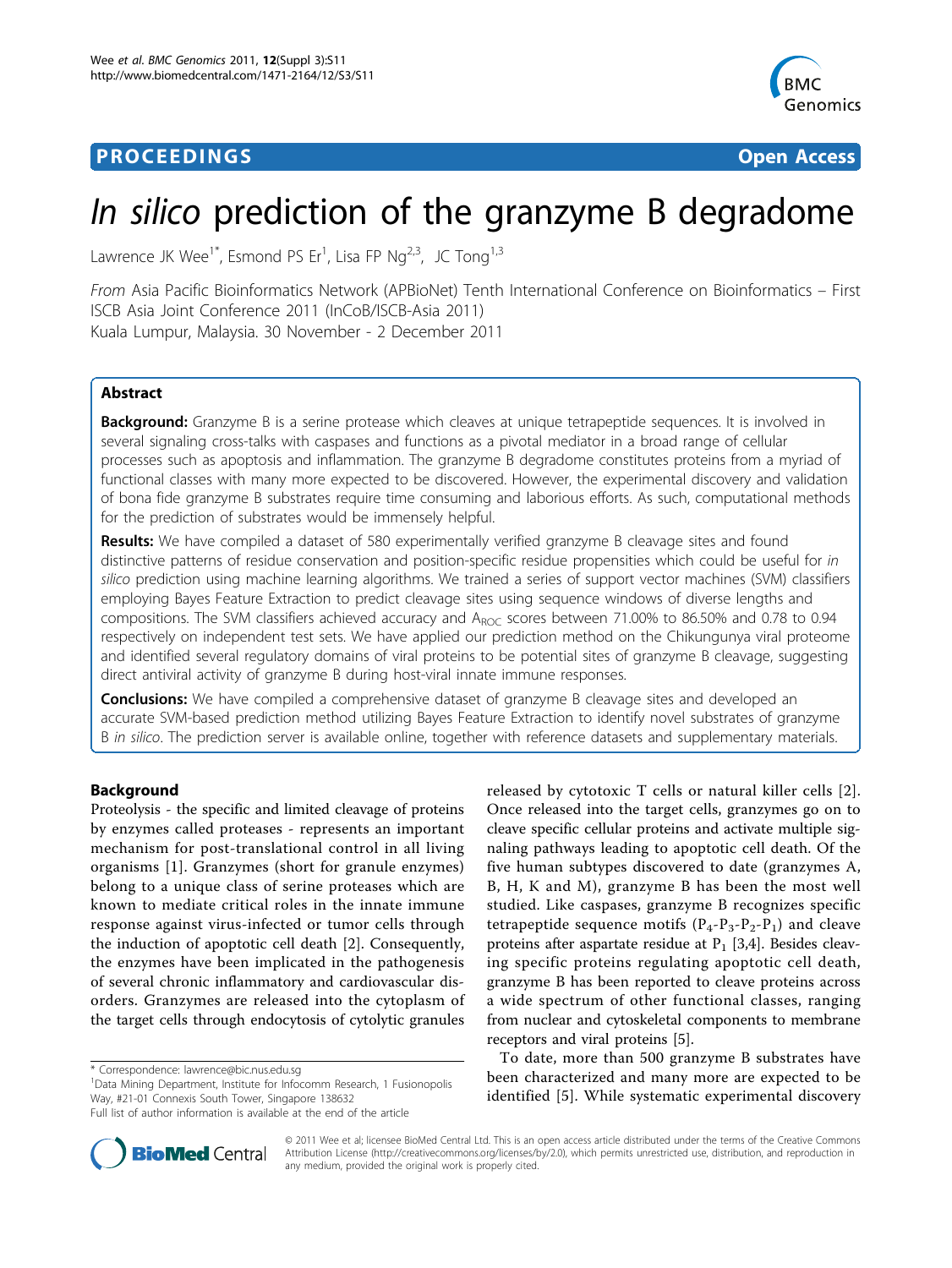**PROCEEDINGS** **Open Access**

# *In silico* prediction of the granzyme B degradome

Lawrence JK Wee[1*], Esmond PS Er[1], Lisa FP Ng[2,3], JC Tong[1,3]

*From* Asia Pacific Bioinformatics Network (APBioNet) Tenth International Conference on Bioinformatics – First ISCB Asia Joint Conference 2011 (InCoB/ISCB-Asia 2011)
Kuala Lumpur, Malaysia. 30 November - 2 December 2011

## Abstract

**Background:** Granzyme B is a serine protease which cleaves at unique tetrapeptide sequences. It is involved in several signaling cross-talks with caspases and functions as a pivotal mediator in a broad range of cellular processes such as apoptosis and inflammation. The granzyme B degradome constitutes proteins from a myriad of functional classes with many more expected to be discovered. However, the experimental discovery and validation of bona fide granzyme B substrates require time consuming and laborious efforts. As such, computational methods for the prediction of substrates would be immensely helpful.

**Results:** We have compiled a dataset of 580 experimentally verified granzyme B cleavage sites and found distinctive patterns of residue conservation and position-specific residue propensities which could be useful for *in silico* prediction using machine learning algorithms. We trained a series of support vector machines (SVM) classifiers employing Bayes Feature Extraction to predict cleavage sites using sequence windows of diverse lengths and compositions. The SVM classifiers achieved accuracy and $A_{ROC}$ scores between 71.00% to 86.50% and 0.78 to 0.94 respectively on independent test sets. We have applied our prediction method on the Chikungunya viral proteome and identified several regulatory domains of viral proteins to be potential sites of granzyme B cleavage, suggesting direct antiviral activity of granzyme B during host-viral innate immune responses.

**Conclusions:** We have compiled a comprehensive dataset of granzyme B cleavage sites and developed an accurate SVM-based prediction method utilizing Bayes Feature Extraction to identify novel substrates of granzyme B *in silico*. The prediction server is available online, together with reference datasets and supplementary materials.

## Background

Proteolysis - the specific and limited cleavage of proteins by enzymes called proteases - represents an important mechanism for post-translational control in all living organisms [1]. Granzymes (short for granule enzymes) belong to a unique class of serine proteases which are known to mediate critical roles in the innate immune response against virus-infected or tumor cells through the induction of apoptotic cell death [2]. Consequently, the enzymes have been implicated in the pathogenesis of several chronic inflammatory and cardiovascular disorders. Granzymes are released into the cytoplasm of the target cells through endocytosis of cytolytic granules released by cytotoxic T cells or natural killer cells [2]. Once released into the target cells, granzymes go on to cleave specific cellular proteins and activate multiple signaling pathways leading to apoptotic cell death. Of the five human subtypes discovered to date (granzymes A, B, H, K and M), granzyme B has been the most well studied. Like caspases, granzyme B recognizes specific tetrapeptide sequence motifs ($P_4$-$P_3$-$P_2$-$P_1$) and cleave proteins after aspartate residue at $P_1$ [3,4]. Besides cleaving specific proteins regulating apoptotic cell death, granzyme B has been reported to cleave proteins across a wide spectrum of other functional classes, ranging from nuclear and cytoskeletal components to membrane receptors and viral proteins [5].

To date, more than 500 granzyme B substrates have been characterized and many more are expected to be identified [5]. While systematic experimental discovery

\* Correspondence: lawrence@bic.nus.edu.sg
[1]Data Mining Department, Institute for Infocomm Research, 1 Fusionopolis Way, #21-01 Connexis South Tower, Singapore 138632
Full list of author information is available at the end of the article

© 2011 Wee et al; licensee BioMed Central Ltd. This is an open access article distributed under the terms of the Creative Commons Attribution License (http://creativecommons.org/licenses/by/2.0), which permits unrestricted use, distribution, and reproduction in any medium, provided the original work is properly cited.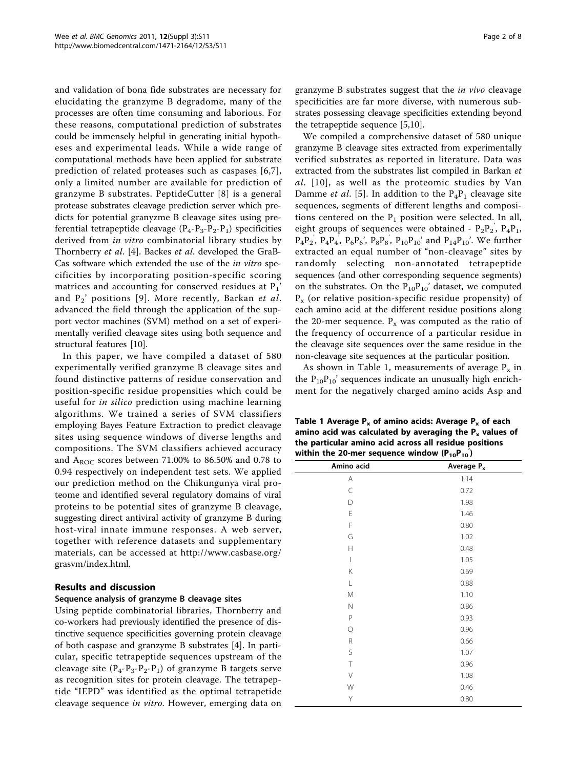and validation of bona fide substrates are necessary for elucidating the granzyme B degradome, many of the processes are often time consuming and laborious. For these reasons, computational prediction of substrates could be immensely helpful in generating initial hypotheses and experimental leads. While a wide range of computational methods have been applied for substrate prediction of related proteases such as caspases [6,7], only a limited number are available for prediction of granzyme B substrates. PeptideCutter [8] is a general protease substrates cleavage prediction server which predicts for potential granyzme B cleavage sites using preferential tetrapeptide cleavage ($P_4$-$P_3$-$P_2$-$P_1$) specificities derived from *in vitro* combinatorial library studies by Thornberry *et al*. [4]. Backes *et al*. developed the GraB-Cas software which extended the use of the *in vitro* specificities by incorporating position-specific scoring matrices and accounting for conserved residues at $P_1$' and $P_2$' positions [9]. More recently, Barkan *et al*. advanced the field through the application of the support vector machines (SVM) method on a set of experimentally verified cleavage sites using both sequence and structural features [10].

In this paper, we have compiled a dataset of 580 experimentally verified granzyme B cleavage sites and found distinctive patterns of residue conservation and position-specific residue propensities which could be useful for *in silico* prediction using machine learning algorithms. We trained a series of SVM classifiers employing Bayes Feature Extraction to predict cleavage sites using sequence windows of diverse lengths and compositions. The SVM classifiers achieved accuracy and $A_{ROC}$ scores between 71.00% to 86.50% and 0.78 to 0.94 respectively on independent test sets. We applied our prediction method on the Chikungunya viral proteome and identified several regulatory domains of viral proteins to be potential sites of granzyme B cleavage, suggesting direct antiviral activity of granzyme B during host-viral innate immune responses. A web server, together with reference datasets and supplementary materials, can be accessed at http://www.casbase.org/grasvm/index.html.

## Results and discussion

### Sequence analysis of granzyme B cleavage sites

Using peptide combinatorial libraries, Thornberry and co-workers had previously identified the presence of distinctive sequence specificities governing protein cleavage of both caspase and granzyme B substrates [4]. In particular, specific tetrapeptide sequences upstream of the cleavage site ($P_4$-$P_3$-$P_2$-$P_1$) of granzyme B targets serve as recognition sites for protein cleavage. The tetrapeptide "IEPD" was identified as the optimal tetrapetide cleavage sequence *in vitro*. However, emerging data on granzyme B substrates suggest that the *in vivo* cleavage specificities are far more diverse, with numerous substrates possessing cleavage specificities extending beyond the tetrapeptide sequence [5,10].

We compiled a comprehensive dataset of 580 unique granzyme B cleavage sites extracted from experimentally verified substrates as reported in literature. Data was extracted from the substrates list compiled in Barkan *et al*. [10], as well as the proteomic studies by Van Damme *et al*. [5]. In addition to the $P_4P_1$ cleavage site sequences, segments of different lengths and compositions centered on the $P_1$ position were selected. In all, eight groups of sequences were obtained - $P_2P_2'$, $P_4P_1$, $P_4P_2'$, $P_4P_4'$, $P_6P_6'$, $P_8P_8'$, $P_{10}P_{10}'$ and $P_{14}P_{10}'$. We further extracted an equal number of "non-cleavage" sites by randomly selecting non-annotated tetrapeptide sequences (and other corresponding sequence segments) on the substrates. On the $P_{10}P_{10}'$ dataset, we computed $P_x$ (or relative position-specific residue propensity) of each amino acid at the different residue positions along the 20-mer sequence. $P_x$ was computed as the ratio of the frequency of occurrence of a particular residue in the cleavage site sequences over the same residue in the non-cleavage site sequences at the particular position.

As shown in Table 1, measurements of average $P_x$ in the $P_{10}P_{10}'$ sequences indicate an unusually high enrichment for the negatively charged amino acids Asp and

**Table 1 Average $P_x$ of amino acids: Average $P_x$ of each amino acid was calculated by averaging the $P_x$ values of the particular amino acid across all residue positions within the 20-mer sequence window ($P_{10}P_{10}'$)**

| Amino acid | Average $P_x$ |
|---|---|
| A | 1.14 |
| C | 0.72 |
| D | 1.98 |
| E | 1.46 |
| F | 0.80 |
| G | 1.02 |
| H | 0.48 |
| I | 1.05 |
| K | 0.69 |
| L | 0.88 |
| M | 1.10 |
| N | 0.86 |
| P | 0.93 |
| Q | 0.96 |
| R | 0.66 |
| S | 1.07 |
| T | 0.96 |
| V | 1.08 |
| W | 0.46 |
| Y | 0.80 |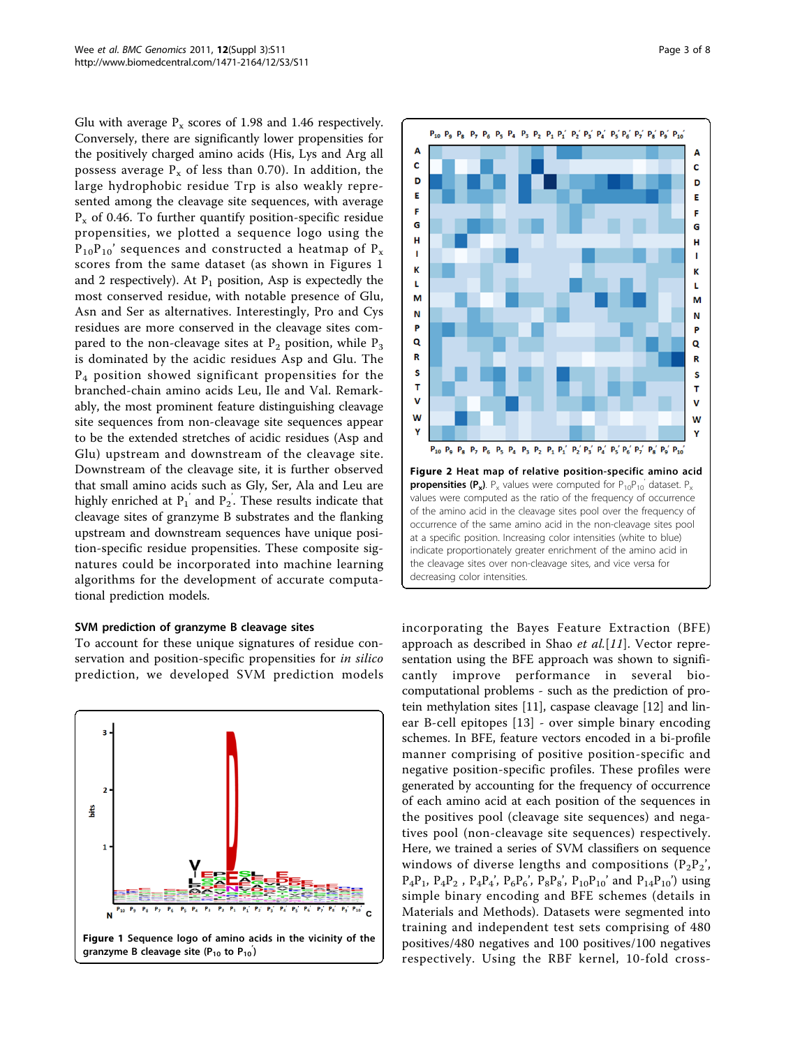Glu with average $P_x$ scores of 1.98 and 1.46 respectively. Conversely, there are significantly lower propensities for the positively charged amino acids (His, Lys and Arg all possess average $P_x$ of less than 0.70). In addition, the large hydrophobic residue Trp is also weakly represented among the cleavage site sequences, with average $P_x$ of 0.46. To further quantify position-specific residue propensities, we plotted a sequence logo using the $P_{10}P_{10}'$ sequences and constructed a heatmap of $P_x$ scores from the same dataset (as shown in Figures 1 and 2 respectively). At $P_1$ position, Asp is expectedly the most conserved residue, with notable presence of Glu, Asn and Ser as alternatives. Interestingly, Pro and Cys residues are more conserved in the cleavage sites compared to the non-cleavage sites at $P_2$ position, while $P_3$ is dominated by the acidic residues Asp and Glu. The $P_4$ position showed significant propensities for the branched-chain amino acids Leu, Ile and Val. Remarkably, the most prominent feature distinguishing cleavage site sequences from non-cleavage site sequences appear to be the extended stretches of acidic residues (Asp and Glu) upstream and downstream of the cleavage site. Downstream of the cleavage site, it is further observed that small amino acids such as Gly, Ser, Ala and Leu are highly enriched at $P_1'$ and $P_2'$. These results indicate that cleavage sites of granzyme B substrates and the flanking upstream and downstream sequences have unique position-specific residue propensities. These composite signatures could be incorporated into machine learning algorithms for the development of accurate computational prediction models.

**Figure 2 Heat map of relative position-specific amino acid propensities ($P_x$).** $P_x$ values were computed for $P_{10}P_{10}'$ dataset. $P_x$ values were computed as the ratio of the frequency of occurrence of the amino acid in the cleavage sites pool over the frequency of occurrence of the same amino acid in the non-cleavage sites pool at a specific position. Increasing color intensities (white to blue) indicate proportionately greater enrichment of the amino acid in the cleavage sites over non-cleavage sites, and vice versa for decreasing color intensities.

### SVM prediction of granzyme B cleavage sites

To account for these unique signatures of residue conservation and position-specific propensities for *in silico* prediction, we developed SVM prediction models incorporating the Bayes Feature Extraction (BFE) approach as described in Shao *et al.*[11]. Vector representation using the BFE approach was shown to significantly improve performance in several biocomputational problems - such as the prediction of protein methylation sites [11], caspase cleavage [12] and linear B-cell epitopes [13] - over simple binary encoding schemes. In BFE, feature vectors encoded in a bi-profile manner comprising of positive position-specific and negative position-specific profiles. These profiles were generated by accounting for the frequency of occurrence of each amino acid at each position of the sequences in the positives pool (cleavage site sequences) and negatives pool (non-cleavage site sequences) respectively. Here, we trained a series of SVM classifiers on sequence windows of diverse lengths and compositions ($P_2P_2'$, $P_4P_1$, $P_4P_2$ , $P_4P_4'$, $P_6P_6'$, $P_8P_8'$, $P_{10}P_{10}'$ and $P_{14}P_{10}'$) using simple binary encoding and BFE schemes (details in Materials and Methods). Datasets were segmented into training and independent test sets comprising of 480 positives/480 negatives and 100 positives/100 negatives respectively. Using the RBF kernel, 10-fold cross-

**Figure 1 Sequence logo of amino acids in the vicinity of the granzyme B cleavage site ($P_{10}$ to $P_{10}'$)**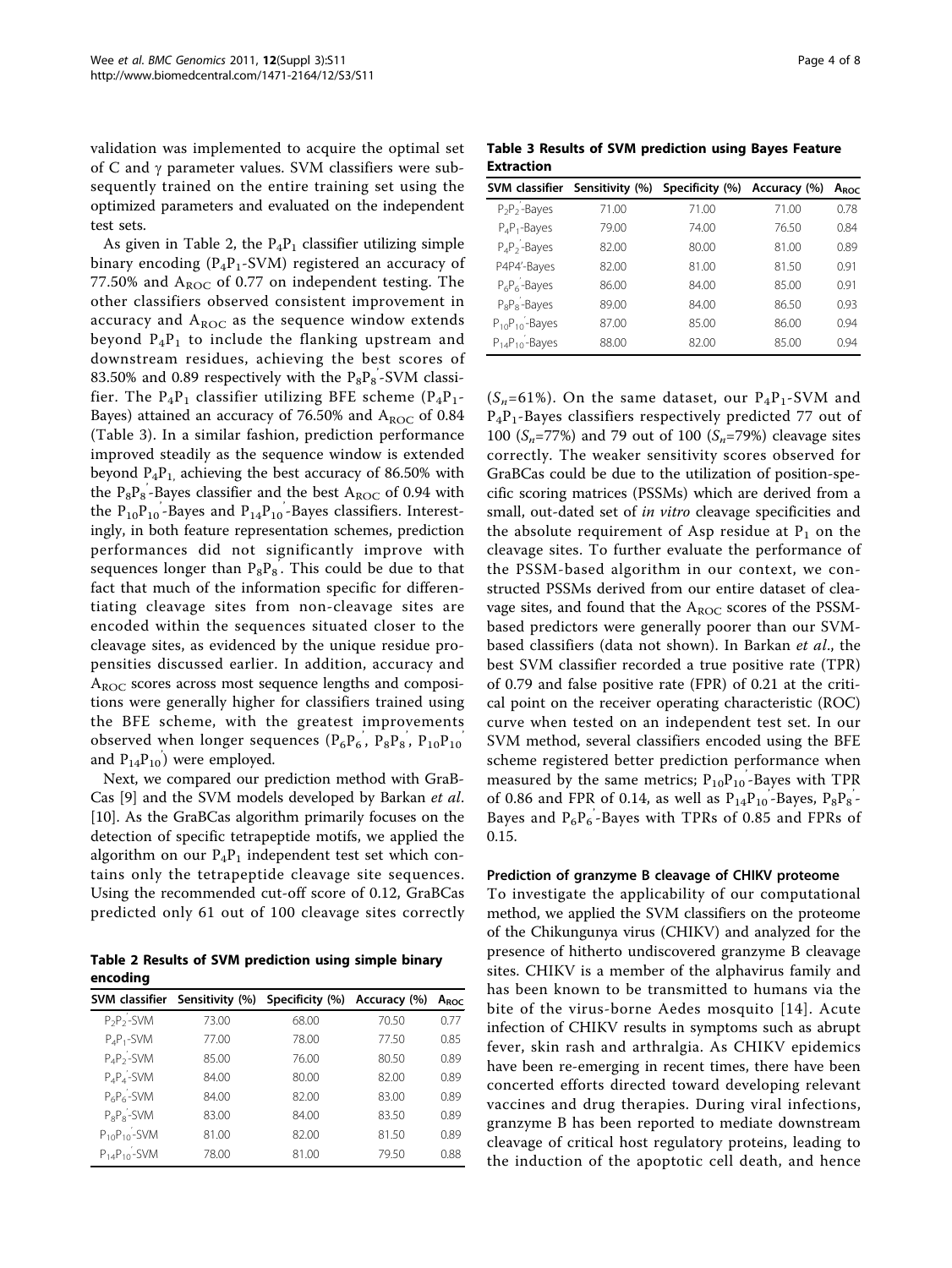validation was implemented to acquire the optimal set of C and γ parameter values. SVM classifiers were subsequently trained on the entire training set using the optimized parameters and evaluated on the independent test sets.

As given in Table 2, the $P_4P_1$ classifier utilizing simple binary encoding ($P_4P_1$-SVM) registered an accuracy of 77.50% and $A_{ROC}$ of 0.77 on independent testing. The other classifiers observed consistent improvement in accuracy and $A_{ROC}$ as the sequence window extends beyond $P_4P_1$ to include the flanking upstream and downstream residues, achieving the best scores of 83.50% and 0.89 respectively with the $P_8P_8'$-SVM classifier. The $P_4P_1$ classifier utilizing BFE scheme ($P_4P_1$-Bayes) attained an accuracy of 76.50% and $A_{ROC}$ of 0.84 (Table 3). In a similar fashion, prediction performance improved steadily as the sequence window is extended beyond $P_4P_1$, achieving the best accuracy of 86.50% with the $P_8P_8'$-Bayes classifier and the best $A_{ROC}$ of 0.94 with the $P_{10}P_{10}'$-Bayes and $P_{14}P_{10}'$-Bayes classifiers. Interestingly, in both feature representation schemes, prediction performances did not significantly improve with sequences longer than $P_8P_8'$. This could be due to that fact that much of the information specific for differentiating cleavage sites from non-cleavage sites are encoded within the sequences situated closer to the cleavage sites, as evidenced by the unique residue propensities discussed earlier. In addition, accuracy and $A_{ROC}$ scores across most sequence lengths and compositions were generally higher for classifiers trained using the BFE scheme, with the greatest improvements observed when longer sequences ($P_6P_6'$, $P_8P_8'$, $P_{10}P_{10}'$ and $P_{14}P_{10}'$) were employed.

Next, we compared our prediction method with GraBCas [9] and the SVM models developed by Barkan *et al.* [10]. As the GraBCas algorithm primarily focuses on the detection of specific tetrapeptide motifs, we applied the algorithm on our $P_4P_1$ independent test set which contains only the tetrapeptide cleavage site sequences. Using the recommended cut-off score of 0.12, GraBCas predicted only 61 out of 100 cleavage sites correctly ($S_n$=61%). On the same dataset, our $P_4P_1$-SVM and $P_4P_1$-Bayes classifiers respectively predicted 77 out of 100 ($S_n$=77%) and 79 out of 100 ($S_n$=79%) cleavage sites correctly. The weaker sensitivity scores observed for GraBCas could be due to the utilization of position-specific scoring matrices (PSSMs) which are derived from a small, out-dated set of *in vitro* cleavage specificities and the absolute requirement of Asp residue at $P_1$ on the cleavage sites. To further evaluate the performance of the PSSM-based algorithm in our context, we constructed PSSMs derived from our entire dataset of cleavage sites, and found that the $A_{ROC}$ scores of the PSSM-based predictors were generally poorer than our SVM-based classifiers (data not shown). In Barkan *et al.*, the best SVM classifier recorded a true positive rate (TPR) of 0.79 and false positive rate (FPR) of 0.21 at the critical point on the receiver operating characteristic (ROC) curve when tested on an independent test set. In our SVM method, several classifiers encoded using the BFE scheme registered better prediction performance when measured by the same metrics; $P_{10}P_{10}'$-Bayes with TPR of 0.86 and FPR of 0.14, as well as $P_{14}P_{10}'$-Bayes, $P_8P_8'$-Bayes and $P_6P_6'$-Bayes with TPRs of 0.85 and FPRs of 0.15.

**Table 2 Results of SVM prediction using simple binary encoding**

| SVM classifier | Sensitivity (%) | Specificity (%) | Accuracy (%) | $A_{ROC}$ |
|---|---|---|---|---|
| $P_2P_2'$-SVM | 73.00 | 68.00 | 70.50 | 0.77 |
| $P_4P_1$-SVM | 77.00 | 78.00 | 77.50 | 0.85 |
| $P_4P_2'$-SVM | 85.00 | 76.00 | 80.50 | 0.89 |
| $P_4P_4'$-SVM | 84.00 | 80.00 | 82.00 | 0.89 |
| $P_6P_6'$-SVM | 84.00 | 82.00 | 83.00 | 0.89 |
| $P_8P_8'$-SVM | 83.00 | 84.00 | 83.50 | 0.89 |
| $P_{10}P_{10}'$-SVM | 81.00 | 82.00 | 81.50 | 0.89 |
| $P_{14}P_{10}'$-SVM | 78.00 | 81.00 | 79.50 | 0.88 |

**Table 3 Results of SVM prediction using Bayes Feature Extraction**

| SVM classifier | Sensitivity (%) | Specificity (%) | Accuracy (%) | $A_{ROC}$ |
|---|---|---|---|---|
| $P_2P_2'$-Bayes | 71.00 | 71.00 | 71.00 | 0.78 |
| $P_4P_1$-Bayes | 79.00 | 74.00 | 76.50 | 0.84 |
| $P_4P_2'$-Bayes | 82.00 | 80.00 | 81.00 | 0.89 |
| P4P4'-Bayes | 82.00 | 81.00 | 81.50 | 0.91 |
| $P_6P_6'$-Bayes | 86.00 | 84.00 | 85.00 | 0.91 |
| $P_8P_8'$-Bayes | 89.00 | 84.00 | 86.50 | 0.93 |
| $P_{10}P_{10}'$-Bayes | 87.00 | 85.00 | 86.00 | 0.94 |
| $P_{14}P_{10}'$-Bayes | 88.00 | 82.00 | 85.00 | 0.94 |

### Prediction of granzyme B cleavage of CHIKV proteome

To investigate the applicability of our computational method, we applied the SVM classifiers on the proteome of the Chikungunya virus (CHIKV) and analyzed for the presence of hitherto undiscovered granzyme B cleavage sites. CHIKV is a member of the alphavirus family and has been known to be transmitted to humans via the bite of the virus-borne Aedes mosquito [14]. Acute infection of CHIKV results in symptoms such as abrupt fever, skin rash and arthralgia. As CHIKV epidemics have been re-emerging in recent times, there have been concerted efforts directed toward developing relevant vaccines and drug therapies. During viral infections, granzyme B has been reported to mediate downstream cleavage of critical host regulatory proteins, leading to the induction of the apoptotic cell death, and hence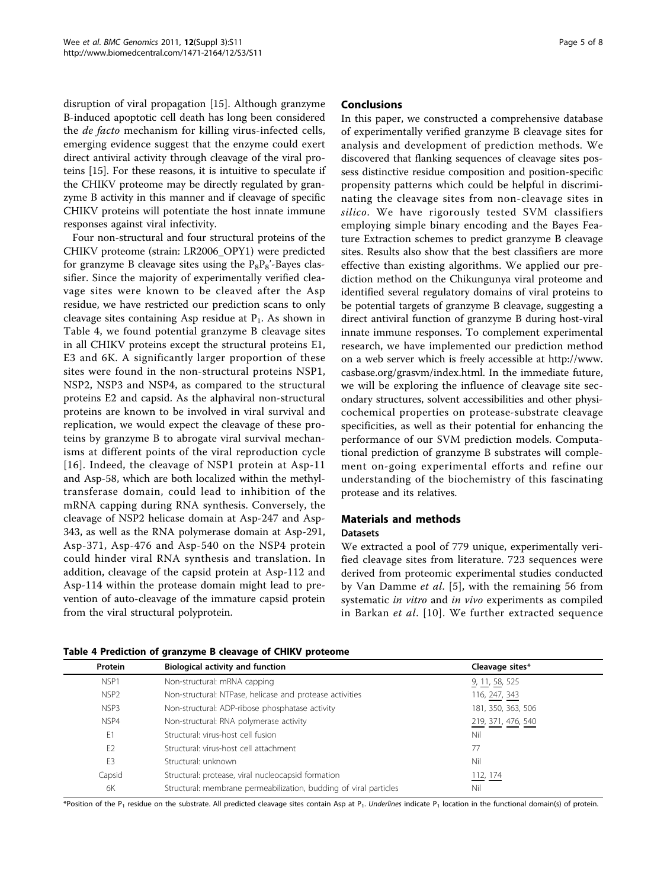disruption of viral propagation [15]. Although granzyme B-induced apoptotic cell death has long been considered the *de facto* mechanism for killing virus-infected cells, emerging evidence suggest that the enzyme could exert direct antiviral activity through cleavage of the viral proteins [15]. For these reasons, it is intuitive to speculate if the CHIKV proteome may be directly regulated by granzyme B activity in this manner and if cleavage of specific CHIKV proteins will potentiate the host innate immune responses against viral infectivity.

Four non-structural and four structural proteins of the CHIKV proteome (strain: LR2006_OPY1) were predicted for granzyme B cleavage sites using the $P_8P_8'$-Bayes classifier. Since the majority of experimentally verified cleavage sites were known to be cleaved after the Asp residue, we have restricted our prediction scans to only cleavage sites containing Asp residue at $P_1$. As shown in Table 4, we found potential granzyme B cleavage sites in all CHIKV proteins except the structural proteins E1, E3 and 6K. A significantly larger proportion of these sites were found in the non-structural proteins NSP1, NSP2, NSP3 and NSP4, as compared to the structural proteins E2 and capsid. As the alphaviral non-structural proteins are known to be involved in viral survival and replication, we would expect the cleavage of these proteins by granzyme B to abrogate viral survival mechanisms at different points of the viral reproduction cycle [16]. Indeed, the cleavage of NSP1 protein at Asp-11 and Asp-58, which are both localized within the methyltransferase domain, could lead to inhibition of the mRNA capping during RNA synthesis. Conversely, the cleavage of NSP2 helicase domain at Asp-247 and Asp-343, as well as the RNA polymerase domain at Asp-291, Asp-371, Asp-476 and Asp-540 on the NSP4 protein could hinder viral RNA synthesis and translation. In addition, cleavage of the capsid protein at Asp-112 and Asp-114 within the protease domain might lead to prevention of auto-cleavage of the immature capsid protein from the viral structural polyprotein.

## Conclusions

In this paper, we constructed a comprehensive database of experimentally verified granzyme B cleavage sites for analysis and development of prediction methods. We discovered that flanking sequences of cleavage sites possess distinctive residue composition and position-specific propensity patterns which could be helpful in discriminating the cleavage sites from non-cleavage sites in *silico*. We have rigorously tested SVM classifiers employing simple binary encoding and the Bayes Feature Extraction schemes to predict granzyme B cleavage sites. Results also show that the best classifiers are more effective than existing algorithms. We applied our prediction method on the Chikungunya viral proteome and identified several regulatory domains of viral proteins to be potential targets of granzyme B cleavage, suggesting a direct antiviral function of granzyme B during host-viral innate immune responses. To complement experimental research, we have implemented our prediction method on a web server which is freely accessible at http://www.casbase.org/grasvm/index.html. In the immediate future, we will be exploring the influence of cleavage site secondary structures, solvent accessibilities and other physicochemical properties on protease-substrate cleavage specificities, as well as their potential for enhancing the performance of our SVM prediction models. Computational prediction of granzyme B substrates will complement on-going experimental efforts and refine our understanding of the biochemistry of this fascinating protease and its relatives.

## Materials and methods

### Datasets

We extracted a pool of 779 unique, experimentally verified cleavage sites from literature. 723 sequences were derived from proteomic experimental studies conducted by Van Damme *et al*. [5], with the remaining 56 from systematic *in vitro* and *in vivo* experiments as compiled in Barkan *et al*. [10]. We further extracted sequence

**Table 4 Prediction of granzyme B cleavage of CHIKV proteome**

| Protein | Biological activity and function | Cleavage sites* |
|---|---|---|
| NSP1 | Non-structural: mRNA capping | <u>9</u>, <u>11</u>, <u>58</u>, 525 |
| NSP2 | Non-structural: NTPase, helicase and protease activities | 116, <u>247</u>, <u>343</u> |
| NSP3 | Non-structural: ADP-ribose phosphatase activity | 181, 350, 363, 506 |
| NSP4 | Non-structural: RNA polymerase activity | <u>219</u>, <u>371</u>, <u>476</u>, <u>540</u> |
| E1 | Structural: virus-host cell fusion | Nil |
| E2 | Structural: virus-host cell attachment | 77 |
| E3 | Structural: unknown | Nil |
| Capsid | Structural: protease, viral nucleocapsid formation | <u>112</u>, <u>174</u> |
| 6K | Structural: membrane permeabilization, budding of viral particles | Nil |

*Position of the $P_1$ residue on the substrate. All predicted cleavage sites contain Asp at $P_1$. *Underlines* indicate $P_1$ location in the functional domain(s) of protein.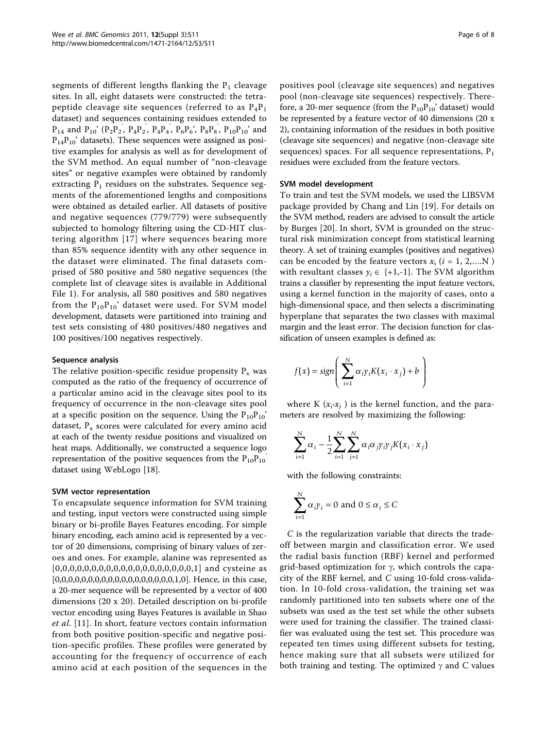segments of different lengths flanking the $P_1$ cleavage sites. In all, eight datasets were constructed: the tetrapeptide cleavage site sequences (referred to as $P_4P_1$ dataset) and sequences containing residues extended to $P_{14}$ and $P_{10}'$ ($P_2P_2'$, $P_4P_2'$, $P_4P_4'$, $P_6P_6'$, $P_8P_8'$, $P_{10}P_{10}'$ and $P_{14}P_{10}'$ datasets). These sequences were assigned as positive examples for analysis as well as for development of the SVM method. An equal number of "non-cleavage sites" or negative examples were obtained by randomly extracting $P_1$ residues on the substrates. Sequence segments of the aforementioned lengths and compositions were obtained as detailed earlier. All datasets of positive and negative sequences (779/779) were subsequently subjected to homology filtering using the CD-HIT clustering algorithm [17] where sequences bearing more than 85% sequence identity with any other sequence in the dataset were eliminated. The final datasets comprised of 580 positive and 580 negative sequences (the complete list of cleavage sites is available in Additional File 1). For analysis, all 580 positives and 580 negatives from the $P_{10}P_{10}'$ dataset were used. For SVM model development, datasets were partitioned into training and test sets consisting of 480 positives/480 negatives and 100 positives/100 negatives respectively.

#### Sequence analysis

The relative position-specific residue propensity $P_x$ was computed as the ratio of the frequency of occurrence of a particular amino acid in the cleavage sites pool to its frequency of occurrence in the non-cleavage sites pool at a specific position on the sequence. Using the $P_{10}P_{10}'$ dataset, $P_x$ scores were calculated for every amino acid at each of the twenty residue positions and visualized on heat maps. Additionally, we constructed a sequence logo representation of the positive sequences from the $P_{10}P_{10}'$ dataset using WebLogo [18].

#### SVM vector representation

To encapsulate sequence information for SVM training and testing, input vectors were constructed using simple binary or bi-profile Bayes Features encoding. For simple binary encoding, each amino acid is represented by a vector of 20 dimensions, comprising of binary values of zeroes and ones. For example, alanine was represented as [0,0,0,0,0,0,0,0,0,0,0,0,0,0,0,0,0,0,0,1] and cysteine as [0,0,0,0,0,0,0,0,0,0,0,0,0,0,0,0,0,0,1,0]. Hence, in this case, a 20-mer sequence will be represented by a vector of 400 dimensions (20 x 20). Detailed description on bi-profile vector encoding using Bayes Features is available in Shao *et al*. [11]. In short, feature vectors contain information from both positive position-specific and negative position-specific profiles. These profiles were generated by accounting for the frequency of occurrence of each amino acid at each position of the sequences in the positives pool (cleavage site sequences) and negatives pool (non-cleavage site sequences) respectively. Therefore, a 20-mer sequence (from the $P_{10}P_{10}'$ dataset) would be represented by a feature vector of 40 dimensions (20 x 2), containing information of the residues in both positive (cleavage site sequences) and negative (non-cleavage site sequences) spaces. For all sequence representations, $P_1$ residues were excluded from the feature vectors.

#### SVM model development

To train and test the SVM models, we used the LIBSVM package provided by Chang and Lin [19]. For details on the SVM method, readers are advised to consult the article by Burges [20]. In short, SVM is grounded on the structural risk minimization concept from statistical learning theory. A set of training examples (positives and negatives) can be encoded by the feature vectors $x_i$ ($i = 1, 2, \ldots N$) with resultant classes $y_i \in \{+1,-1\}$. The SVM algorithm trains a classifier by representing the input feature vectors, using a kernel function in the majority of cases, onto a high-dimensional space, and then selects a discriminating hyperplane that separates the two classes with maximal margin and the least error. The decision function for classification of unseen examples is defined as:

$$f(x) = sign\left( \sum_{i=1}^{N} \alpha_i y_i K(x_i \cdot x_j) + b \right)$$

where $K(x_i \cdot x_j)$ is the kernel function, and the parameters are resolved by maximizing the following:

$$\sum_{i=1}^{N} \alpha_i - \frac{1}{2} \sum_{i=1}^{N} \sum_{j=1}^{N} \alpha_i \alpha_j y_i y_j K(x_i \cdot x_j)$$

with the following constraints:

$$\sum_{i=1}^{N} \alpha_i y_i = 0 \text{ and } 0 \leq \alpha_i \leq C$$

$C$ is the regularization variable that directs the trade-off between margin and classification error. We used the radial basis function (RBF) kernel and performed grid-based optimization for $\gamma$, which controls the capacity of the RBF kernel, and $C$ using 10-fold cross-validation. In 10-fold cross-validation, the training set was randomly partitioned into ten subsets where one of the subsets was used as the test set while the other subsets were used for training the classifier. The trained classifier was evaluated using the test set. This procedure was repeated ten times using different subsets for testing, hence making sure that all subsets were utilized for both training and testing. The optimized $\gamma$ and C values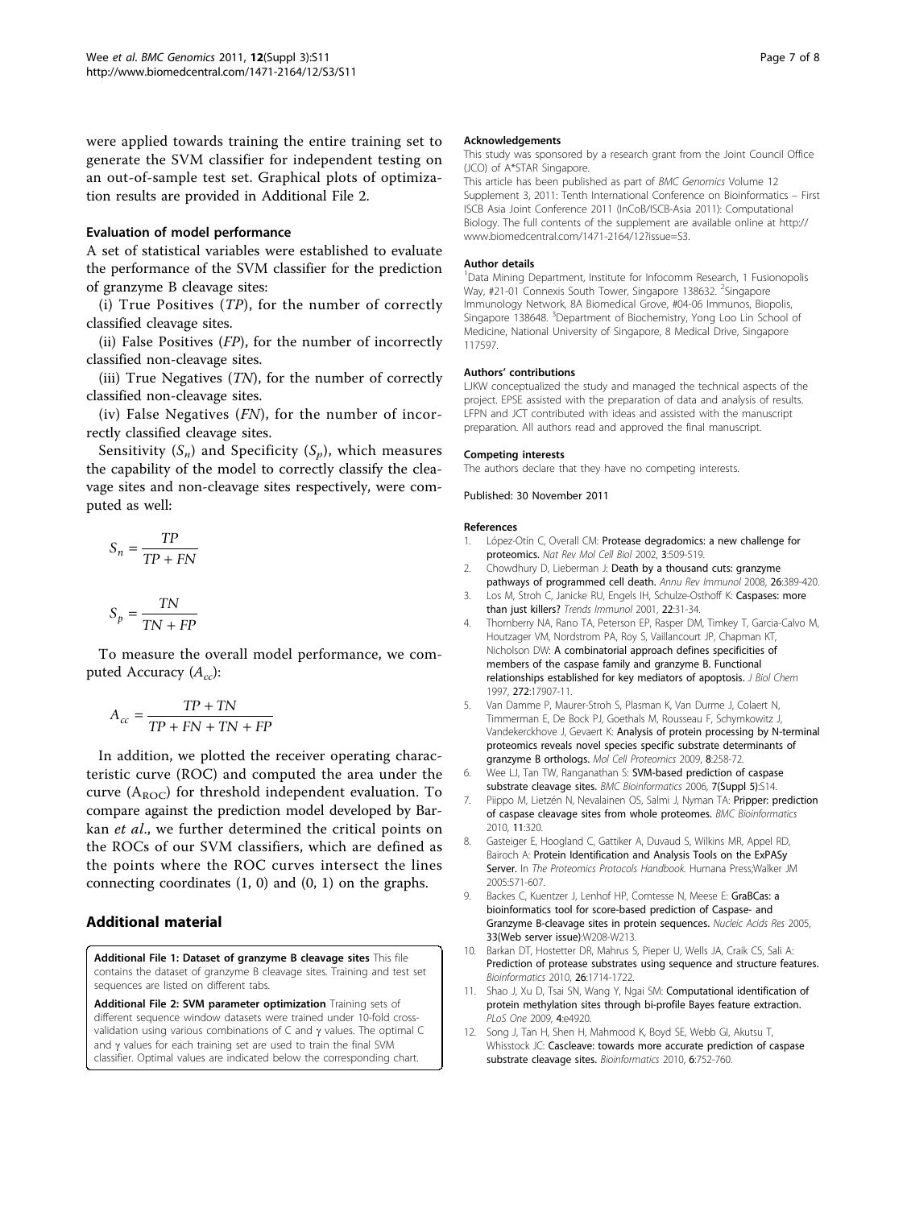were applied towards training the entire training set to generate the SVM classifier for independent testing on an out-of-sample test set. Graphical plots of optimization results are provided in Additional File 2.

### Evaluation of model performance

A set of statistical variables were established to evaluate the performance of the SVM classifier for the prediction of granzyme B cleavage sites:

(i) True Positives (*TP*), for the number of correctly classified cleavage sites.

(ii) False Positives (*FP*), for the number of incorrectly classified non-cleavage sites.

(iii) True Negatives (*TN*), for the number of correctly classified non-cleavage sites.

(iv) False Negatives (*FN*), for the number of incorrectly classified cleavage sites.

Sensitivity ($S_n$) and Specificity ($S_p$), which measures the capability of the model to correctly classify the cleavage sites and non-cleavage sites respectively, were computed as well:

$$S_n = \frac{TP}{TP + FN}$$

$$S_p = \frac{TN}{TN + FP}$$

To measure the overall model performance, we computed Accuracy ($A_{cc}$):

$$A_{cc} = \frac{TP + TN}{TP + FN + TN + FP}$$

In addition, we plotted the receiver operating characteristic curve (ROC) and computed the area under the curve ($A_{ROC}$) for threshold independent evaluation. To compare against the prediction model developed by Barkan *et al*., we further determined the critical points on the ROCs of our SVM classifiers, which are defined as the points where the ROC curves intersect the lines connecting coordinates (1, 0) and (0, 1) on the graphs.

## Additional material

**Additional File 1: Dataset of granzyme B cleavage sites** This file contains the dataset of granzyme B cleavage sites. Training and test set sequences are listed on different tabs.

**Additional File 2: SVM parameter optimization** Training sets of different sequence window datasets were trained under 10-fold cross-validation using various combinations of C and γ values. The optimal C and γ values for each training set are used to train the final SVM classifier. Optimal values are indicated below the corresponding chart.

#### Acknowledgements

This study was sponsored by a research grant from the Joint Council Office (JCO) of A*STAR Singapore.

This article has been published as part of *BMC Genomics* Volume 12 Supplement 3, 2011: Tenth International Conference on Bioinformatics – First ISCB Asia Joint Conference 2011 (InCoB/ISCB-Asia 2011): Computational Biology. The full contents of the supplement are available online at http://www.biomedcentral.com/1471-2164/12?issue=S3.

#### Author details

[1]Data Mining Department, Institute for Infocomm Research, 1 Fusionopolis Way, #21-01 Connexis South Tower, Singapore 138632. [2]Singapore Immunology Network, 8A Biomedical Grove, #04-06 Immunos, Biopolis, Singapore 138648. [3]Department of Biochemistry, Yong Loo Lin School of Medicine, National University of Singapore, 8 Medical Drive, Singapore 117597.

#### Authors' contributions

LJKW conceptualized the study and managed the technical aspects of the project. EPSE assisted with the preparation of data and analysis of results. LFPN and JCT contributed with ideas and assisted with the manuscript preparation. All authors read and approved the final manuscript.

#### Competing interests

The authors declare that they have no competing interests.

Published: 30 November 2011

#### References

1. López-Otín C, Overall CM: **Protease degradomics: a new challenge for proteomics.** *Nat Rev Mol Cell Biol* 2002, **3**:509-519.
2. Chowdhury D, Lieberman J: **Death by a thousand cuts: granzyme pathways of programmed cell death.** *Annu Rev Immunol* 2008, **26**:389-420.
3. Los M, Stroh C, Janicke RU, Engels IH, Schulze-Osthoff K: **Caspases: more than just killers?** *Trends Immunol* 2001, **22**:31-34.
4. Thornberry NA, Rano TA, Peterson EP, Rasper DM, Timkey T, Garcia-Calvo M, Houtzager VM, Nordstrom PA, Roy S, Vaillancourt JP, Chapman KT, Nicholson DW: **A combinatorial approach defines specificities of members of the caspase family and granzyme B. Functional relationships established for key mediators of apoptosis.** *J Biol Chem* 1997, **272**:17907-11.
5. Van Damme P, Maurer-Stroh S, Plasman K, Van Durme J, Colaert N, Timmerman E, De Bock PJ, Goethals M, Rousseau F, Schymkowitz J, Vandekerckhove J, Gevaert K: **Analysis of protein processing by N-terminal proteomics reveals novel species specific substrate determinants of granzyme B orthologs.** *Mol Cell Proteomics* 2009, **8**:258-72.
6. Wee LJ, Tan TW, Ranganathan S: **SVM-based prediction of caspase substrate cleavage sites.** *BMC Bioinformatics* 2006, **7(Suppl 5)**:S14.
7. Piippo M, Lietzén N, Nevalainen OS, Salmi J, Nyman TA: **Pripper: prediction of caspase cleavage sites from whole proteomes.** *BMC Bioinformatics* 2010, **11**:320.
8. Gasteiger E, Hoogland C, Gattiker A, Duvaud S, Wilkins MR, Appel RD, Bairoch A: **Protein Identification and Analysis Tools on the ExPASy Server.** In *The Proteomics Protocols Handbook.* Humana Press;Walker JM 2005:571-607.
9. Backes C, Kuentzer J, Lenhof HP, Comtesse N, Meese E: **GraBCas: a bioinformatics tool for score-based prediction of Caspase- and Granzyme B-cleavage sites in protein sequences.** *Nucleic Acids Res* 2005, **33(Web server issue)**:W208-W213.
10. Barkan DT, Hostetter DR, Mahrus S, Pieper U, Wells JA, Craik CS, Sali A: **Prediction of protease substrates using sequence and structure features.** *Bioinformatics* 2010, **26**:1714-1722.
11. Shao J, Xu D, Tsai SN, Wang Y, Ngai SM: **Computational identification of protein methylation sites through bi-profile Bayes feature extraction.** *PLoS One* 2009, **4**:e4920.
12. Song J, Tan H, Shen H, Mahmood K, Boyd SE, Webb GI, Akutsu T, Whisstock JC: **Cascleave: towards more accurate prediction of caspase substrate cleavage sites.** *Bioinformatics* 2010, **6**:752-760.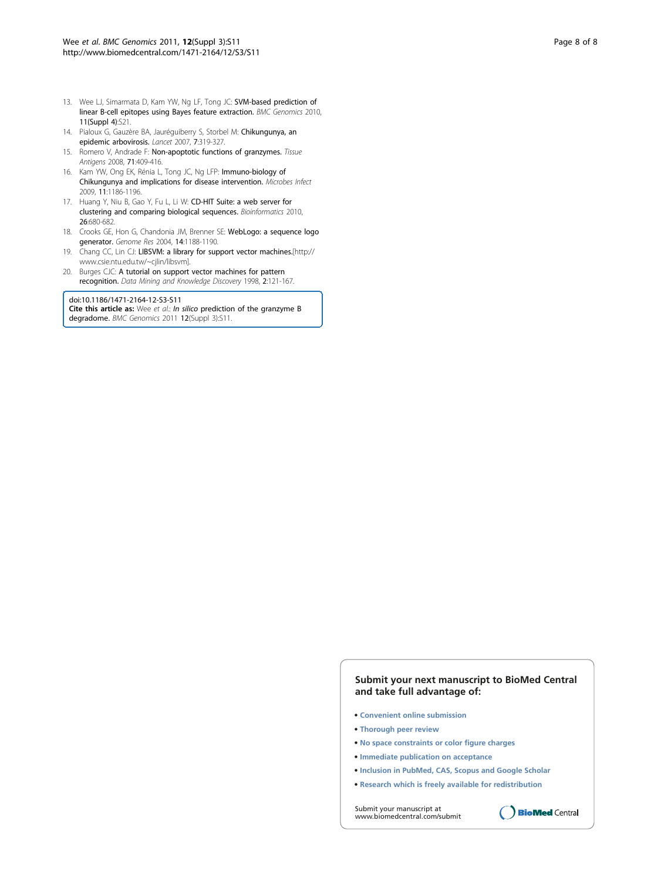13. Wee LJ, Simarmata D, Kam YW, Ng LF, Tong JC: **SVM-based prediction of linear B-cell epitopes using Bayes feature extraction.** *BMC Genomics* 2010, **11(Suppl 4)**:S21.
14. Pialoux G, Gauzère BA, Jauréguiberry S, Storbel M: **Chikungunya, an epidemic arbovirosis.** *Lancet* 2007, **7**:319-327.
15. Romero V, Andrade F: **Non-apoptotic functions of granzymes.** *Tissue Antigens* 2008, **71**:409-416.
16. Kam YW, Ong EK, Rénia L, Tong JC, Ng LFP: **Immuno-biology of Chikungunya and implications for disease intervention.** *Microbes Infect* 2009, **11**:1186-1196.
17. Huang Y, Niu B, Gao Y, Fu L, Li W: **CD-HIT Suite: a web server for clustering and comparing biological sequences.** *Bioinformatics* 2010, **26**:680-682.
18. Crooks GE, Hon G, Chandonia JM, Brenner SE: **WebLogo: a sequence logo generator.** *Genome Res* 2004, **14**:1188-1190.
19. Chang CC, Lin CJ: **LIBSVM: a library for support vector machines.**[http://www.csie.ntu.edu.tw/~cjlin/libsvm].
20. Burges CJC: **A tutorial on support vector machines for pattern recognition.** *Data Mining and Knowledge Discovery* 1998, **2**:121-167.

doi:10.1186/1471-2164-12-S3-S11
**Cite this article as:** Wee *et al.*: *In silico* prediction of the granzyme B degradome. *BMC Genomics* 2011 **12**(Suppl 3):S11.

**Submit your next manuscript to BioMed Central and take full advantage of:**

- **Convenient online submission**
- **Thorough peer review**
- **No space constraints or color figure charges**
- **Immediate publication on acceptance**
- **Inclusion in PubMed, CAS, Scopus and Google Scholar**
- **Research which is freely available for redistribution**

Submit your manuscript at
www.biomedcentral.com/submit

BioMed Central